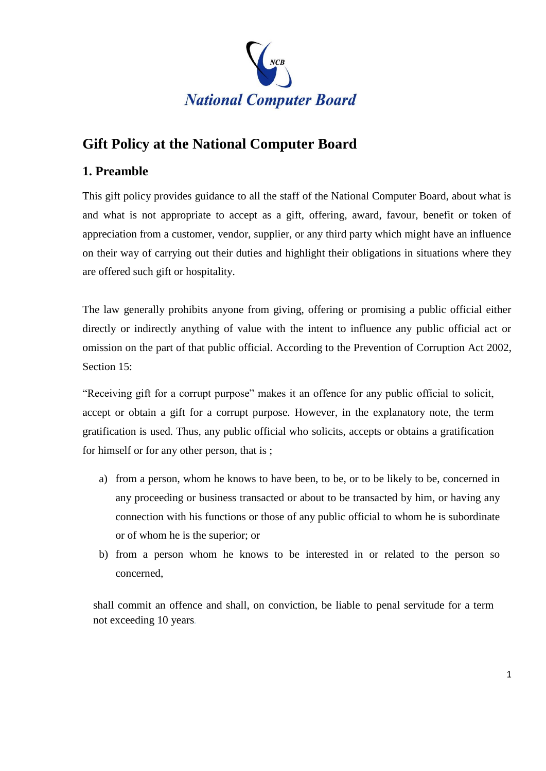**National Computer Board**

# Gift Policy at the National Computer Board

## 1. Preamble

This gift policy provides guidance to all the staff of the National Computer Board, about what is and what is not appropriate to accept as a gift, offering, award, favour, benefit or token of appreciation from a customer, vendor, supplier, or any third party which might have an influence on their way of carrying out their duties and highlight their obligations in situations where they are offered such gift or hospitality.

The law generally prohibits anyone from giving, offering or promising a public official either directly or indirectly anything of value with the intent to influence any public official act or omission on the part of that public official. According to the Prevention of Corruption Act 2002, Section 15:

"Receiving gift for a corrupt purpose" makes it an offence for any public official to solicit, accept or obtain a gift for a corrupt purpose. However, in the explanatory note, the term gratification is used. Thus, any public official who solicits, accepts or obtains a gratification for himself or for any other person, that is ;

a) from a person, whom he knows to have been, to be, or to be likely to be, concerned in any proceeding or business transacted or about to be transacted by him, or having any connection with his functions or those of any public official to whom he is subordinate or of whom he is the superior; or
b) from a person whom he knows to be interested in or related to the person so concerned,

shall commit an offence and shall, on conviction, be liable to penal servitude for a term not exceeding 10 years.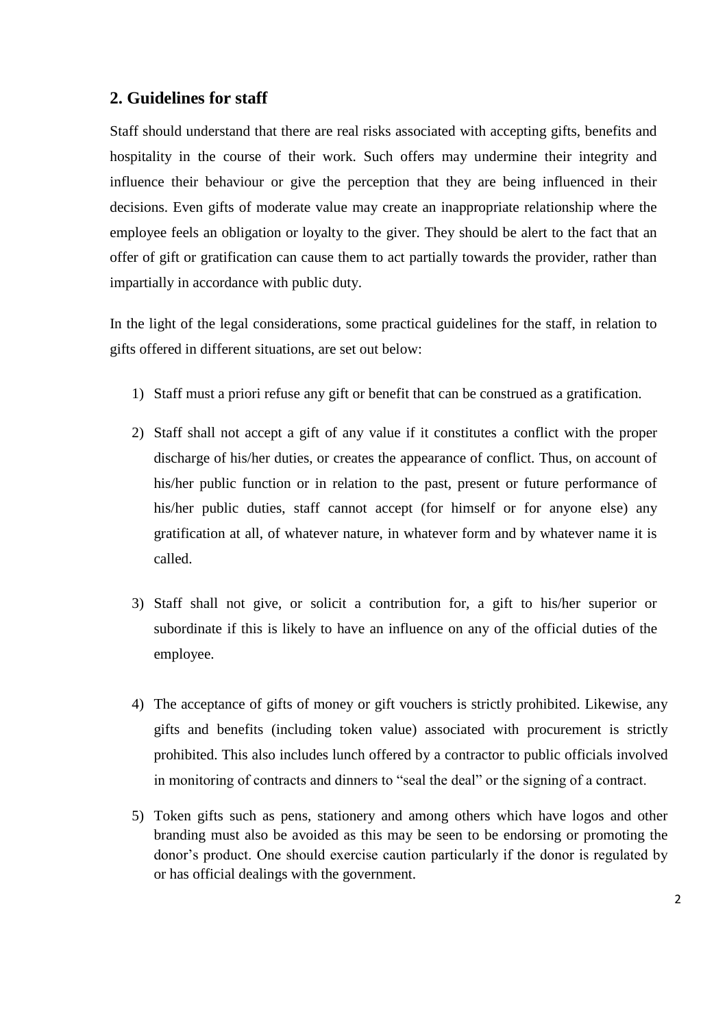## 2. Guidelines for staff

Staff should understand that there are real risks associated with accepting gifts, benefits and hospitality in the course of their work. Such offers may undermine their integrity and influence their behaviour or give the perception that they are being influenced in their decisions. Even gifts of moderate value may create an inappropriate relationship where the employee feels an obligation or loyalty to the giver. They should be alert to the fact that an offer of gift or gratification can cause them to act partially towards the provider, rather than impartially in accordance with public duty.

In the light of the legal considerations, some practical guidelines for the staff, in relation to gifts offered in different situations, are set out below:

1) Staff must a priori refuse any gift or benefit that can be construed as a gratification.

2) Staff shall not accept a gift of any value if it constitutes a conflict with the proper discharge of his/her duties, or creates the appearance of conflict. Thus, on account of his/her public function or in relation to the past, present or future performance of his/her public duties, staff cannot accept (for himself or for anyone else) any gratification at all, of whatever nature, in whatever form and by whatever name it is called.

3) Staff shall not give, or solicit a contribution for, a gift to his/her superior or subordinate if this is likely to have an influence on any of the official duties of the employee.

4) The acceptance of gifts of money or gift vouchers is strictly prohibited. Likewise, any gifts and benefits (including token value) associated with procurement is strictly prohibited. This also includes lunch offered by a contractor to public officials involved in monitoring of contracts and dinners to "seal the deal" or the signing of a contract.

5) Token gifts such as pens, stationery and among others which have logos and other branding must also be avoided as this may be seen to be endorsing or promoting the donor's product. One should exercise caution particularly if the donor is regulated by or has official dealings with the government.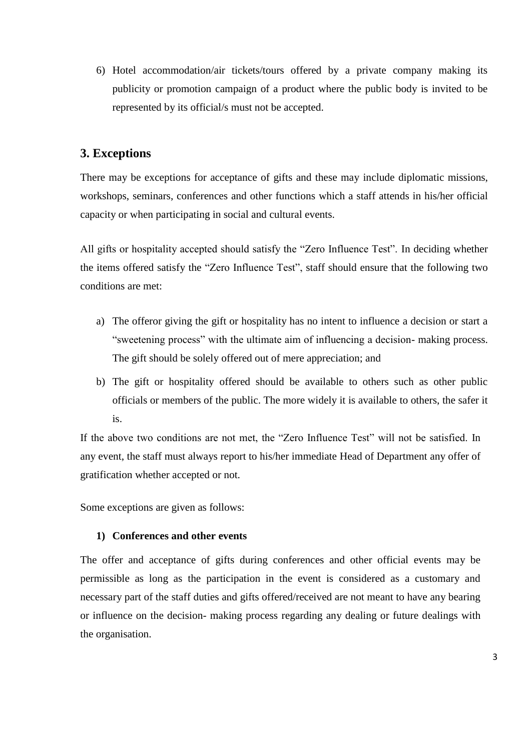6) Hotel accommodation/air tickets/tours offered by a private company making its publicity or promotion campaign of a product where the public body is invited to be represented by its official/s must not be accepted.

## 3. Exceptions

There may be exceptions for acceptance of gifts and these may include diplomatic missions, workshops, seminars, conferences and other functions which a staff attends in his/her official capacity or when participating in social and cultural events.

All gifts or hospitality accepted should satisfy the "Zero Influence Test". In deciding whether the items offered satisfy the "Zero Influence Test", staff should ensure that the following two conditions are met:

a) The offeror giving the gift or hospitality has no intent to influence a decision or start a "sweetening process" with the ultimate aim of influencing a decision- making process. The gift should be solely offered out of mere appreciation; and

b) The gift or hospitality offered should be available to others such as other public officials or members of the public. The more widely it is available to others, the safer it is.

If the above two conditions are not met, the "Zero Influence Test" will not be satisfied. In any event, the staff must always report to his/her immediate Head of Department any offer of gratification whether accepted or not.

Some exceptions are given as follows:

**1) Conferences and other events**

The offer and acceptance of gifts during conferences and other official events may be permissible as long as the participation in the event is considered as a customary and necessary part of the staff duties and gifts offered/received are not meant to have any bearing or influence on the decision- making process regarding any dealing or future dealings with the organisation.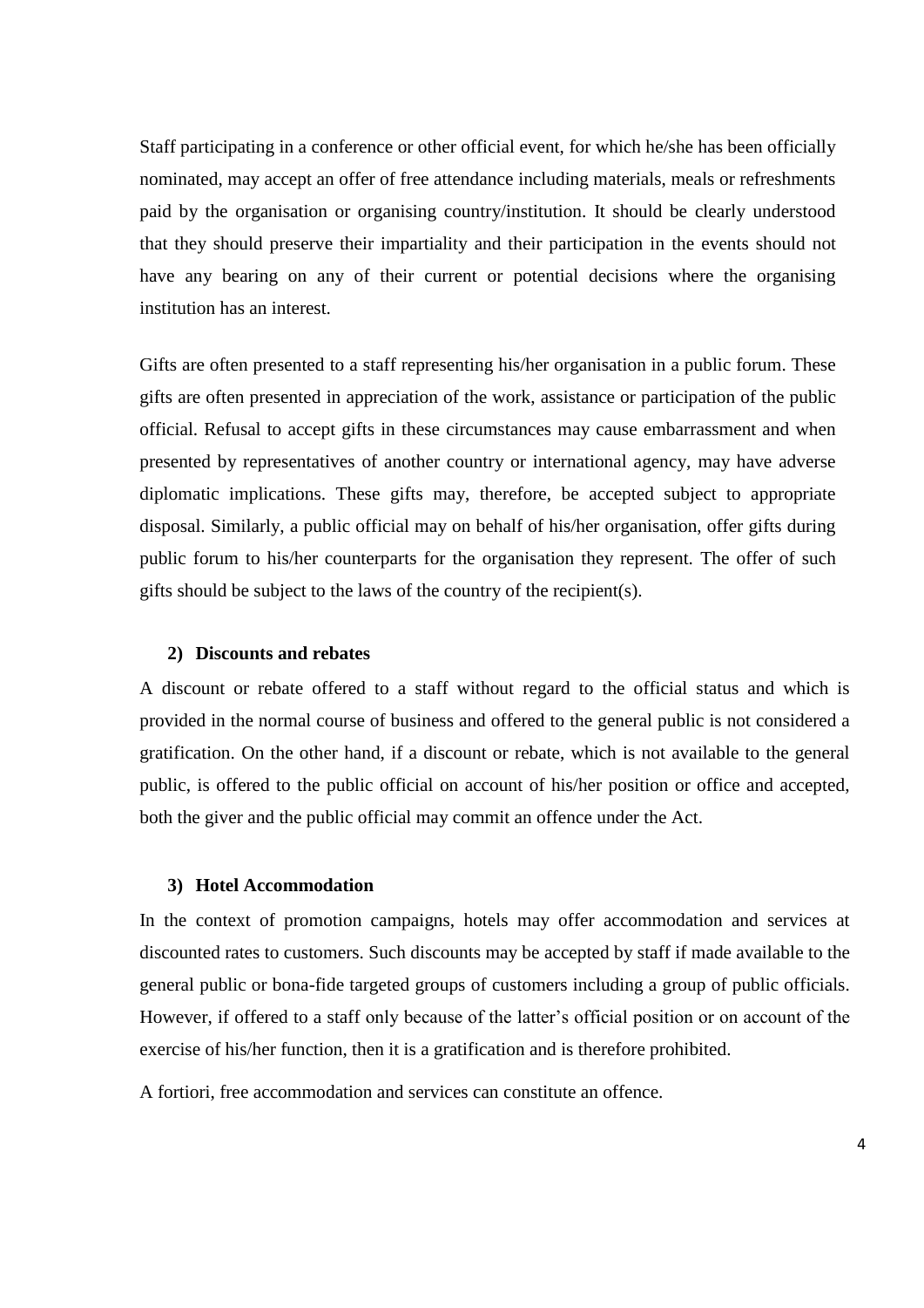Staff participating in a conference or other official event, for which he/she has been officially nominated, may accept an offer of free attendance including materials, meals or refreshments paid by the organisation or organising country/institution. It should be clearly understood that they should preserve their impartiality and their participation in the events should not have any bearing on any of their current or potential decisions where the organising institution has an interest.

Gifts are often presented to a staff representing his/her organisation in a public forum. These gifts are often presented in appreciation of the work, assistance or participation of the public official. Refusal to accept gifts in these circumstances may cause embarrassment and when presented by representatives of another country or international agency, may have adverse diplomatic implications. These gifts may, therefore, be accepted subject to appropriate disposal. Similarly, a public official may on behalf of his/her organisation, offer gifts during public forum to his/her counterparts for the organisation they represent. The offer of such gifts should be subject to the laws of the country of the recipient(s).

### 2) Discounts and rebates

A discount or rebate offered to a staff without regard to the official status and which is provided in the normal course of business and offered to the general public is not considered a gratification. On the other hand, if a discount or rebate, which is not available to the general public, is offered to the public official on account of his/her position or office and accepted, both the giver and the public official may commit an offence under the Act.

### 3) Hotel Accommodation

In the context of promotion campaigns, hotels may offer accommodation and services at discounted rates to customers. Such discounts may be accepted by staff if made available to the general public or bona-fide targeted groups of customers including a group of public officials. However, if offered to a staff only because of the latter's official position or on account of the exercise of his/her function, then it is a gratification and is therefore prohibited.

A fortiori, free accommodation and services can constitute an offence.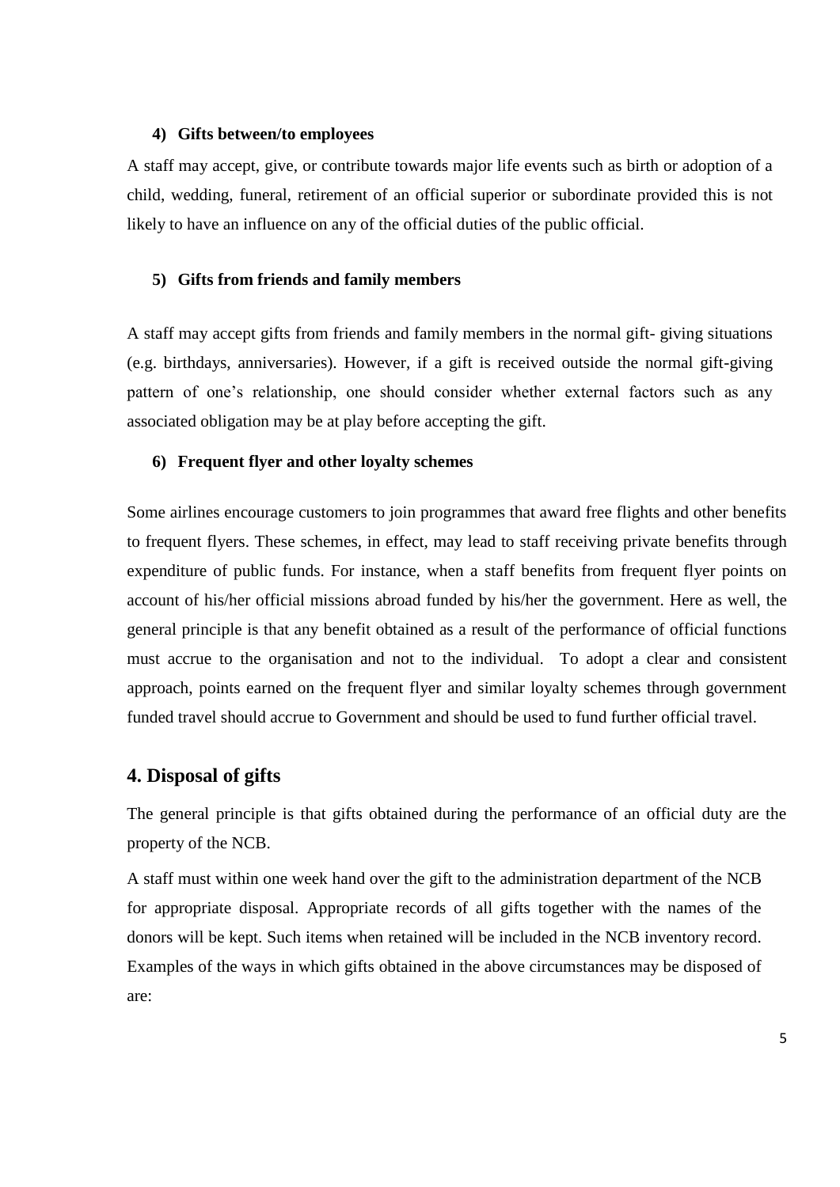#### 4) Gifts between/to employees

A staff may accept, give, or contribute towards major life events such as birth or adoption of a child, wedding, funeral, retirement of an official superior or subordinate provided this is not likely to have an influence on any of the official duties of the public official.

#### 5) Gifts from friends and family members

A staff may accept gifts from friends and family members in the normal gift- giving situations (e.g. birthdays, anniversaries). However, if a gift is received outside the normal gift-giving pattern of one's relationship, one should consider whether external factors such as any associated obligation may be at play before accepting the gift.

#### 6) Frequent flyer and other loyalty schemes

Some airlines encourage customers to join programmes that award free flights and other benefits to frequent flyers. These schemes, in effect, may lead to staff receiving private benefits through expenditure of public funds. For instance, when a staff benefits from frequent flyer points on account of his/her official missions abroad funded by his/her the government. Here as well, the general principle is that any benefit obtained as a result of the performance of official functions must accrue to the organisation and not to the individual. To adopt a clear and consistent approach, points earned on the frequent flyer and similar loyalty schemes through government funded travel should accrue to Government and should be used to fund further official travel.

## 4. Disposal of gifts

The general principle is that gifts obtained during the performance of an official duty are the property of the NCB.

A staff must within one week hand over the gift to the administration department of the NCB for appropriate disposal. Appropriate records of all gifts together with the names of the donors will be kept. Such items when retained will be included in the NCB inventory record. Examples of the ways in which gifts obtained in the above circumstances may be disposed of are: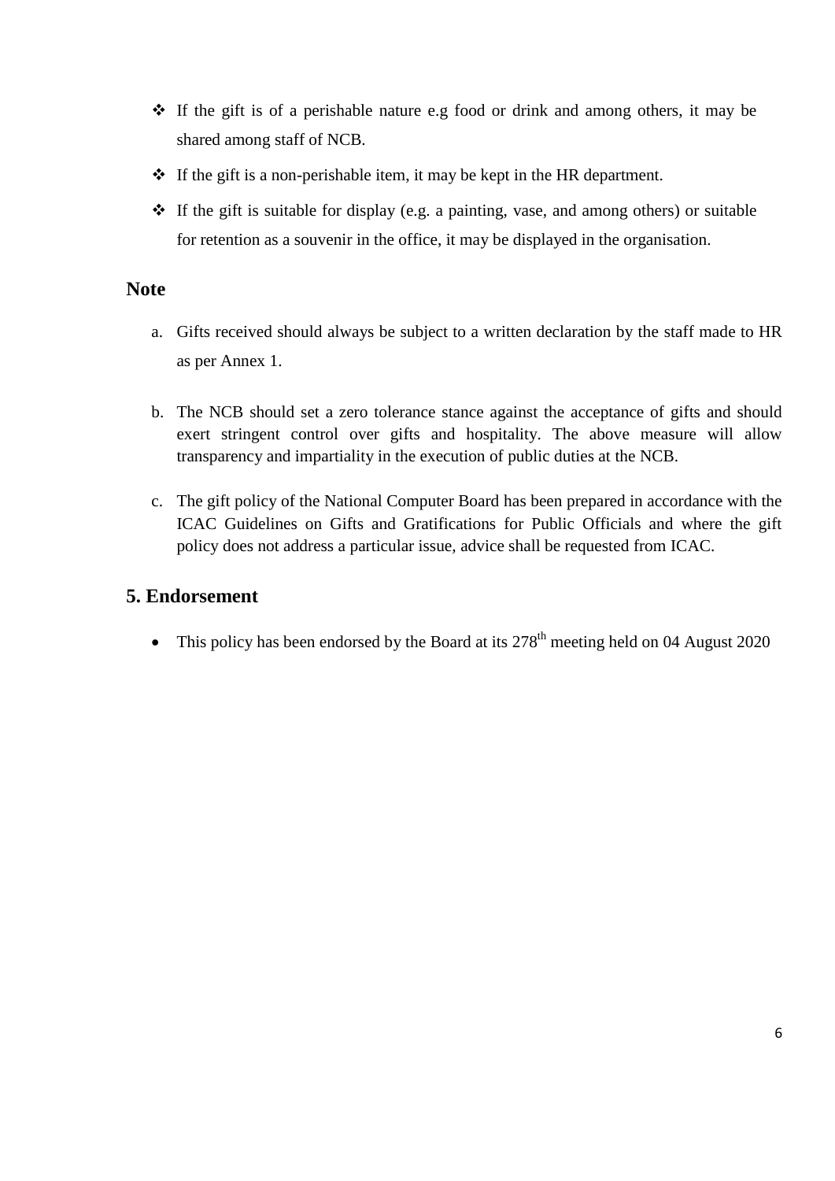- If the gift is of a perishable nature e.g food or drink and among others, it may be shared among staff of NCB.
- If the gift is a non-perishable item, it may be kept in the HR department.
- If the gift is suitable for display (e.g. a painting, vase, and among others) or suitable for retention as a souvenir in the office, it may be displayed in the organisation.

## Note

a. Gifts received should always be subject to a written declaration by the staff made to HR as per Annex 1.

b. The NCB should set a zero tolerance stance against the acceptance of gifts and should exert stringent control over gifts and hospitality. The above measure will allow transparency and impartiality in the execution of public duties at the NCB.

c. The gift policy of the National Computer Board has been prepared in accordance with the ICAC Guidelines on Gifts and Gratifications for Public Officials and where the gift policy does not address a particular issue, advice shall be requested from ICAC.

## 5. Endorsement

- This policy has been endorsed by the Board at its 278th meeting held on 04 August 2020